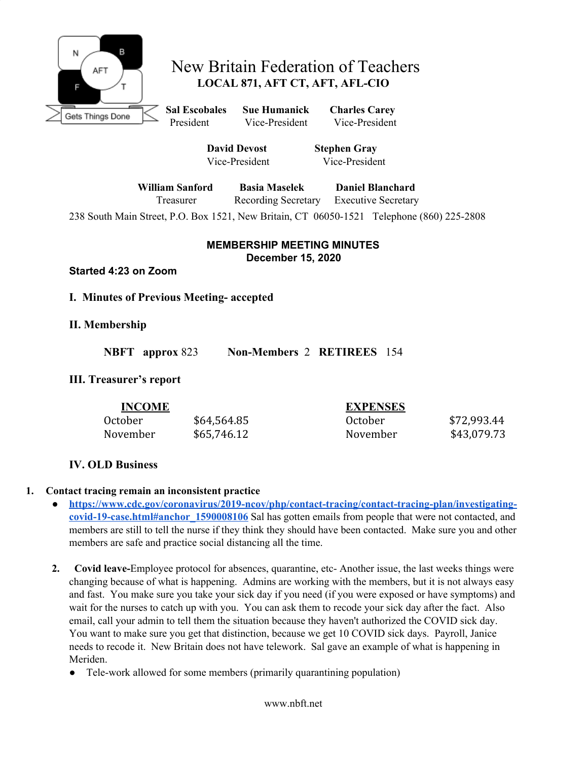# New Britain Federation of Teachers

**LOCAL 871, AFT CT, AFT, AFL-CIO**

**Sal Escobales** President | **Sue Humanick** Vice-President | **Charles Carey** Vice-President

**David Devost** Vice-President | **Stephen Gray** Vice-President

**William Sanford** Treasurer | **Basia Maselek** Recording Secretary | **Daniel Blanchard** Executive Secretary

238 South Main Street, P.O. Box 1521, New Britain, CT 06050-1521 Telephone (860) 225-2808

## MEMBERSHIP MEETING MINUTES
## December 15, 2020

**Started 4:23 on Zoom**

### I. Minutes of Previous Meeting- accepted

### II. Membership

**NBFT approx** 823 **Non-Members** 2 **RETIREES** 154

### III. Treasurer's report

| **INCOME** | | **EXPENSES** | |
|---|---|---|---|
| October | $64,564.85 | October | $72,993.44 |
| November | $65,746.12 | November | $43,079.73 |

### IV. OLD Business

1. **Contact tracing remain an inconsistent practice**
   - **https://www.cdc.gov/coronavirus/2019-ncov/php/contact-tracing/contact-tracing-plan/investigating-covid-19-case.html#anchor_1590008106** Sal has gotten emails from people that were not contacted, and members are still to tell the nurse if they think they should have been contacted. Make sure you and other members are safe and practice social distancing all the time.

2. **Covid leave-**Employee protocol for absences, quarantine, etc- Another issue, the last weeks things were changing because of what is happening. Admins are working with the members, but it is not always easy and fast. You make sure you take your sick day if you need (if you were exposed or have symptoms) and wait for the nurses to catch up with you. You can ask them to recode your sick day after the fact. Also email, call your admin to tell them the situation because they haven't authorized the COVID sick day. You want to make sure you get that distinction, because we get 10 COVID sick days. Payroll, Janice needs to recode it. New Britain does not have telework. Sal gave an example of what is happening in Meriden.
   - Tele-work allowed for some members (primarily quarantining population)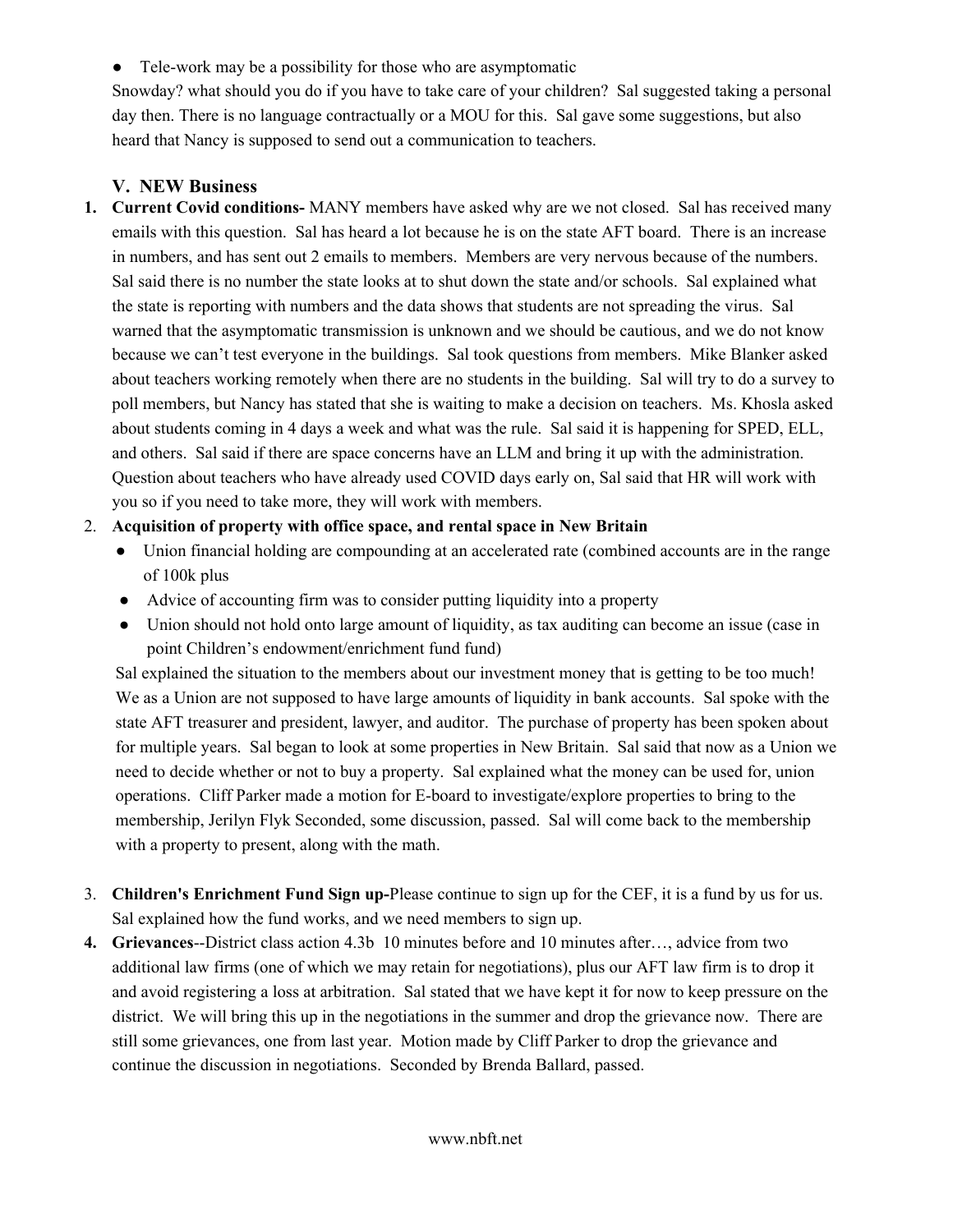- Tele-work may be a possibility for those who are asymptomatic

Snowday? what should you do if you have to take care of your children? Sal suggested taking a personal day then. There is no language contractually or a MOU for this. Sal gave some suggestions, but also heard that Nancy is supposed to send out a communication to teachers.

### V. NEW Business

1. **Current Covid conditions-** MANY members have asked why are we not closed. Sal has received many emails with this question. Sal has heard a lot because he is on the state AFT board. There is an increase in numbers, and has sent out 2 emails to members. Members are very nervous because of the numbers. Sal said there is no number the state looks at to shut down the state and/or schools. Sal explained what the state is reporting with numbers and the data shows that students are not spreading the virus. Sal warned that the asymptomatic transmission is unknown and we should be cautious, and we do not know because we can't test everyone in the buildings. Sal took questions from members. Mike Blanker asked about teachers working remotely when there are no students in the building. Sal will try to do a survey to poll members, but Nancy has stated that she is waiting to make a decision on teachers. Ms. Khosla asked about students coming in 4 days a week and what was the rule. Sal said it is happening for SPED, ELL, and others. Sal said if there are space concerns have an LLM and bring it up with the administration. Question about teachers who have already used COVID days early on, Sal said that HR will work with you so if you need to take more, they will work with members.
2. **Acquisition of property with office space, and rental space in New Britain**
   - Union financial holding are compounding at an accelerated rate (combined accounts are in the range of 100k plus
   - Advice of accounting firm was to consider putting liquidity into a property
   - Union should not hold onto large amount of liquidity, as tax auditing can become an issue (case in point Children's endowment/enrichment fund fund)

   Sal explained the situation to the members about our investment money that is getting to be too much! We as a Union are not supposed to have large amounts of liquidity in bank accounts. Sal spoke with the state AFT treasurer and president, lawyer, and auditor. The purchase of property has been spoken about for multiple years. Sal began to look at some properties in New Britain. Sal said that now as a Union we need to decide whether or not to buy a property. Sal explained what the money can be used for, union operations. Cliff Parker made a motion for E-board to investigate/explore properties to bring to the membership, Jerilyn Flyk Seconded, some discussion, passed. Sal will come back to the membership with a property to present, along with the math.

3. **Children's Enrichment Fund Sign up-**Please continue to sign up for the CEF, it is a fund by us for us. Sal explained how the fund works, and we need members to sign up.
4. **Grievances**--District class action 4.3b 10 minutes before and 10 minutes after…, advice from two additional law firms (one of which we may retain for negotiations), plus our AFT law firm is to drop it and avoid registering a loss at arbitration. Sal stated that we have kept it for now to keep pressure on the district. We will bring this up in the negotiations in the summer and drop the grievance now. There are still some grievances, one from last year. Motion made by Cliff Parker to drop the grievance and continue the discussion in negotiations. Seconded by Brenda Ballard, passed.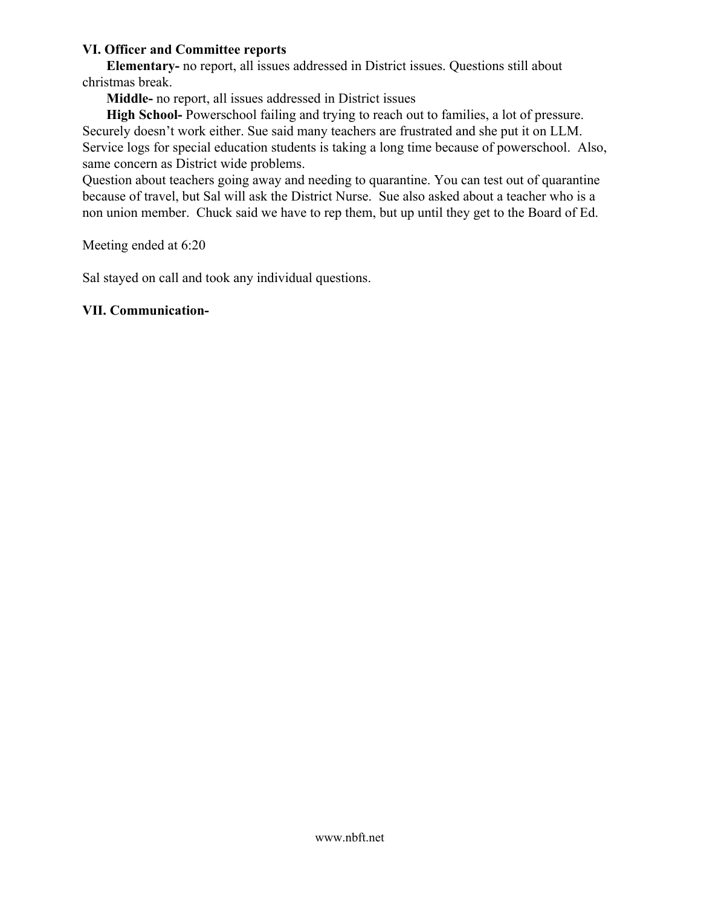**VI. Officer and Committee reports**

**Elementary-** no report, all issues addressed in District issues. Questions still about christmas break.

**Middle-** no report, all issues addressed in District issues

**High School-** Powerschool failing and trying to reach out to families, a lot of pressure. Securely doesn't work either. Sue said many teachers are frustrated and she put it on LLM. Service logs for special education students is taking a long time because of powerschool. Also, same concern as District wide problems.

Question about teachers going away and needing to quarantine. You can test out of quarantine because of travel, but Sal will ask the District Nurse. Sue also asked about a teacher who is a non union member. Chuck said we have to rep them, but up until they get to the Board of Ed.

Meeting ended at 6:20

Sal stayed on call and took any individual questions.

**VII. Communication-**